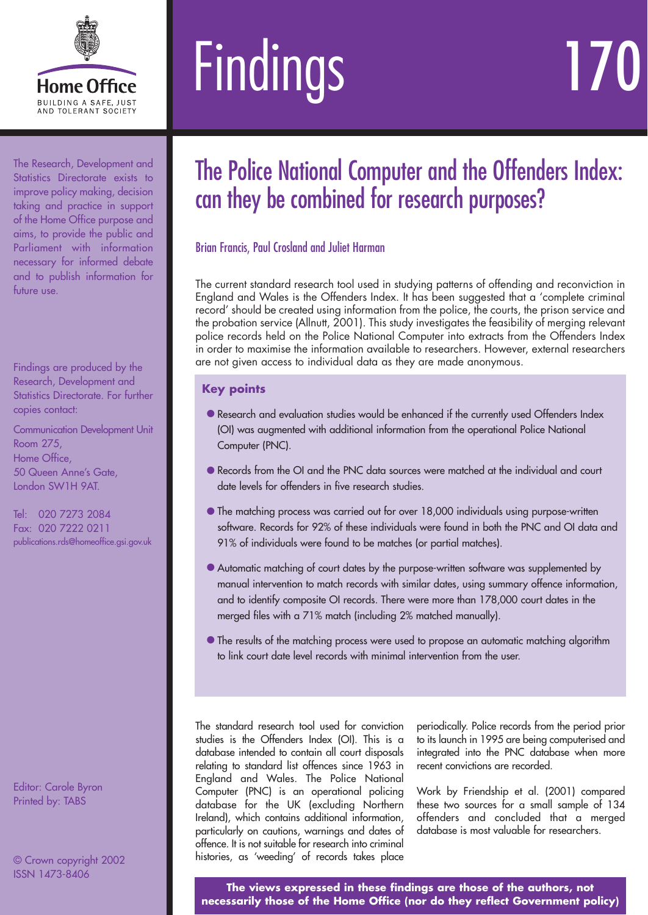# Findings 170

Home Office
BUILDING A SAFE, JUST AND TOLERANT SOCIETY

The Research, Development and Statistics Directorate exists to improve policy making, decision taking and practice in support of the Home Office purpose and aims, to provide the public and Parliament with information necessary for informed debate and to publish information for future use.

Findings are produced by the Research, Development and Statistics Directorate. For further copies contact:

Communication Development Unit
Room 275,
Home Office,
50 Queen Anne's Gate,
London SW1H 9AT.

Tel: 020 7273 2084
Fax: 020 7222 0211
publications.rds@homeoffice.gsi.gov.uk

Editor: Carole Byron
Printed by: TABS

© Crown copyright 2002
ISSN 1473-8406

## The Police National Computer and the Offenders Index: can they be combined for research purposes?

Brian Francis, Paul Crosland and Juliet Harman

The current standard research tool used in studying patterns of offending and reconviction in England and Wales is the Offenders Index. It has been suggested that a 'complete criminal record' should be created using information from the police, the courts, the prison service and the probation service (Allnutt, 2001). This study investigates the feasibility of merging relevant police records held on the Police National Computer into extracts from the Offenders Index in order to maximise the information available to researchers. However, external researchers are not given access to individual data as they are made anonymous.

### Key points

- Research and evaluation studies would be enhanced if the currently used Offenders Index (OI) was augmented with additional information from the operational Police National Computer (PNC).
- Records from the OI and the PNC data sources were matched at the individual and court date levels for offenders in five research studies.
- The matching process was carried out for over 18,000 individuals using purpose-written software. Records for 92% of these individuals were found in both the PNC and OI data and 91% of individuals were found to be matches (or partial matches).
- Automatic matching of court dates by the purpose-written software was supplemented by manual intervention to match records with similar dates, using summary offence information, and to identify composite OI records. There were more than 178,000 court dates in the merged files with a 71% match (including 2% matched manually).
- The results of the matching process were used to propose an automatic matching algorithm to link court date level records with minimal intervention from the user.

The standard research tool used for conviction studies is the Offenders Index (OI). This is a database intended to contain all court disposals relating to standard list offences since 1963 in England and Wales. The Police National Computer (PNC) is an operational policing database for the UK (excluding Northern Ireland), which contains additional information, particularly on cautions, warnings and dates of offence. It is not suitable for research into criminal histories, as 'weeding' of records takes place periodically. Police records from the period prior to its launch in 1995 are being computerised and integrated into the PNC database when more recent convictions are recorded.

Work by Friendship et al. (2001) compared these two sources for a small sample of 134 offenders and concluded that a merged database is most valuable for researchers.

**The views expressed in these findings are those of the authors, not necessarily those of the Home Office (nor do they reflect Government policy)**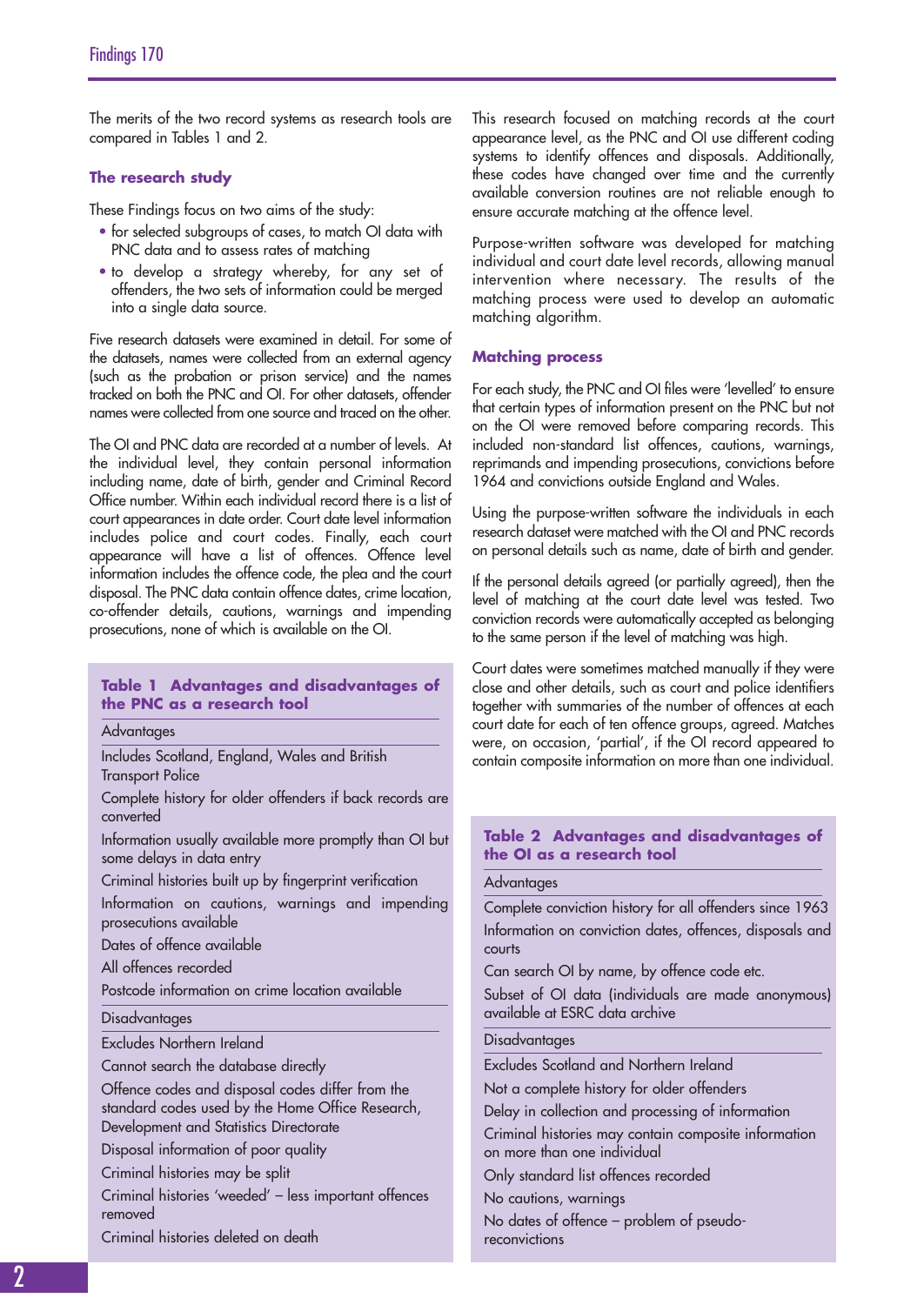The merits of the two record systems as research tools are compared in Tables 1 and 2.

### The research study

These Findings focus on two aims of the study:

- for selected subgroups of cases, to match OI data with PNC data and to assess rates of matching
- to develop a strategy whereby, for any set of offenders, the two sets of information could be merged into a single data source.

Five research datasets were examined in detail. For some of the datasets, names were collected from an external agency (such as the probation or prison service) and the names tracked on both the PNC and OI. For other datasets, offender names were collected from one source and traced on the other.

The OI and PNC data are recorded at a number of levels. At the individual level, they contain personal information including name, date of birth, gender and Criminal Record Office number. Within each individual record there is a list of court appearances in date order. Court date level information includes police and court codes. Finally, each court appearance will have a list of offences. Offence level information includes the offence code, the plea and the court disposal. The PNC data contain offence dates, crime location, co-offender details, cautions, warnings and impending prosecutions, none of which is available on the OI.

**Table 1 Advantages and disadvantages of the PNC as a research tool**

| Advantages |
|---|
| Includes Scotland, England, Wales and British Transport Police |
| Complete history for older offenders if back records are converted |
| Information usually available more promptly than OI but some delays in data entry |
| Criminal histories built up by fingerprint verification |
| Information on cautions, warnings and impending prosecutions available |
| Dates of offence available |
| All offences recorded |
| Postcode information on crime location available |
| **Disadvantages** |
| Excludes Northern Ireland |
| Cannot search the database directly |
| Offence codes and disposal codes differ from the standard codes used by the Home Office Research, Development and Statistics Directorate |
| Disposal information of poor quality |
| Criminal histories may be split |
| Criminal histories 'weeded' – less important offences removed |
| Criminal histories deleted on death |

This research focused on matching records at the court appearance level, as the PNC and OI use different coding systems to identify offences and disposals. Additionally, these codes have changed over time and the currently available conversion routines are not reliable enough to ensure accurate matching at the offence level.

Purpose-written software was developed for matching individual and court date level records, allowing manual intervention where necessary. The results of the matching process were used to develop an automatic matching algorithm.

### Matching process

For each study, the PNC and OI files were 'levelled' to ensure that certain types of information present on the PNC but not on the OI were removed before comparing records. This included non-standard list offences, cautions, warnings, reprimands and impending prosecutions, convictions before 1964 and convictions outside England and Wales.

Using the purpose-written software the individuals in each research dataset were matched with the OI and PNC records on personal details such as name, date of birth and gender.

If the personal details agreed (or partially agreed), then the level of matching at the court date level was tested. Two conviction records were automatically accepted as belonging to the same person if the level of matching was high.

Court dates were sometimes matched manually if they were close and other details, such as court and police identifiers together with summaries of the number of offences at each court date for each of ten offence groups, agreed. Matches were, on occasion, 'partial', if the OI record appeared to contain composite information on more than one individual.

**Table 2 Advantages and disadvantages of the OI as a research tool**

| Advantages |
|---|
| Complete conviction history for all offenders since 1963 |
| Information on conviction dates, offences, disposals and courts |
| Can search OI by name, by offence code etc. |
| Subset of OI data (individuals are made anonymous) available at ESRC data archive |
| **Disadvantages** |
| Excludes Scotland and Northern Ireland |
| Not a complete history for older offenders |
| Delay in collection and processing of information |
| Criminal histories may contain composite information on more than one individual |
| Only standard list offences recorded |
| No cautions, warnings |
| No dates of offence – problem of pseudo-reconvictions |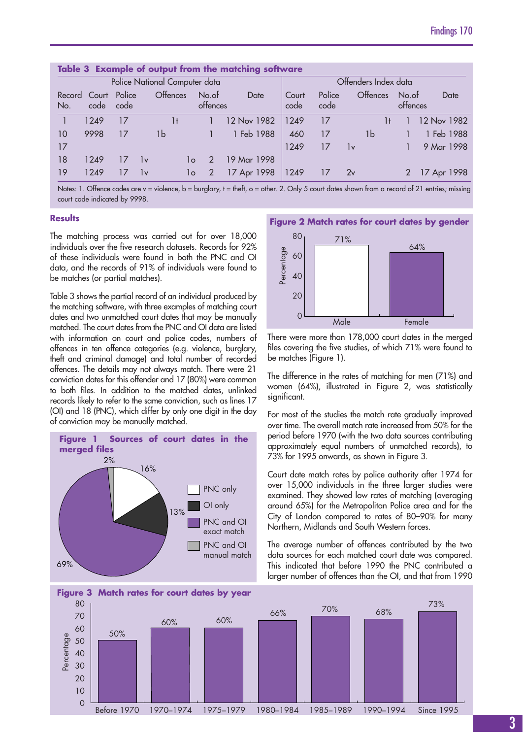**Table 3 Example of output from the matching software**

| Police National Computer data | | | | | | Offenders Index data | | | | |
|---|---|---|---|---|---|---|---|---|---|---|
| Record No. | Court code | Police code | Offences | No.of offences | Date | Court code | Police code | Offences | No.of offences | Date |
| 1 | 1249 | 17 | 1t | 1 | 12 Nov 1982 | 1249 | 17 | 1t | 1 | 12 Nov 1982 |
| 10 | 9998 | 17 | 1b | 1 | 1 Feb 1988 | 460 | 17 | 1b | 1 | 1 Feb 1988 |
| 17 | | | | | | 1249 | 17 | 1v | 1 | 9 Mar 1998 |
| 18 | 1249 | 17 | 1v 1o | 2 | 19 Mar 1998 | | | | | |
| 19 | 1249 | 17 | 1v 1o | 2 | 17 Apr 1998 | 1249 | 17 | 2v | 2 | 17 Apr 1998 |

Notes: 1. Offence codes are v = violence, b = burglary, t = theft, o = other. 2. Only 5 court dates shown from a record of 21 entries; missing court code indicated by 9998.

### Results

The matching process was carried out for over 18,000 individuals over the five research datasets. Records for 92% of these individuals were found in both the PNC and OI data, and the records of 91% of individuals were found to be matches (or partial matches).

Table 3 shows the partial record of an individual produced by the matching software, with three examples of matching court dates and two unmatched court dates that may be manually matched. The court dates from the PNC and OI data are listed with information on court and police codes, numbers of offences in ten offence categories (e.g. violence, burglary, theft and criminal damage) and total number of recorded offences. The details may not always match. There were 21 conviction dates for this offender and 17 (80%) were common to both files. In addition to the matched dates, unlinked records likely to refer to the same conviction, such as lines 17 (OI) and 18 (PNC), which differ by only one digit in the day of conviction may be manually matched.

**Figure 1 Sources of court dates in the merged files**

| Source | Percentage |
|---|---|
| PNC only | 16% |
| OI only | 13% |
| PNC and OI exact match | 69% |
| PNC and OI manual match | 2% |

**Figure 2 Match rates for court dates by gender**

| Gender | Percentage |
|---|---|
| Male | 71% |
| Female | 64% |

There were more than 178,000 court dates in the merged files covering the five studies, of which 71% were found to be matches (Figure 1).

The difference in the rates of matching for men (71%) and women (64%), illustrated in Figure 2, was statistically significant.

For most of the studies the match rate gradually improved over time. The overall match rate increased from 50% for the period before 1970 (with the two data sources contributing approximately equal numbers of unmatched records), to 73% for 1995 onwards, as shown in Figure 3.

Court date match rates by police authority after 1974 for over 15,000 individuals in the three larger studies were examined. They showed low rates of matching (averaging around 65%) for the Metropolitan Police area and for the City of London compared to rates of 80–90% for many Northern, Midlands and South Western forces.

The average number of offences contributed by the two data sources for each matched court date was compared. This indicated that before 1990 the PNC contributed a larger number of offences than the OI, and that from 1990

**Figure 3 Match rates for court dates by year**

| Year | Percentage |
|---|---|
| Before 1970 | 50% |
| 1970–1974 | 60% |
| 1975–1979 | 60% |
| 1980–1984 | 66% |
| 1985–1989 | 70% |
| 1990–1994 | 68% |
| Since 1995 | 73% |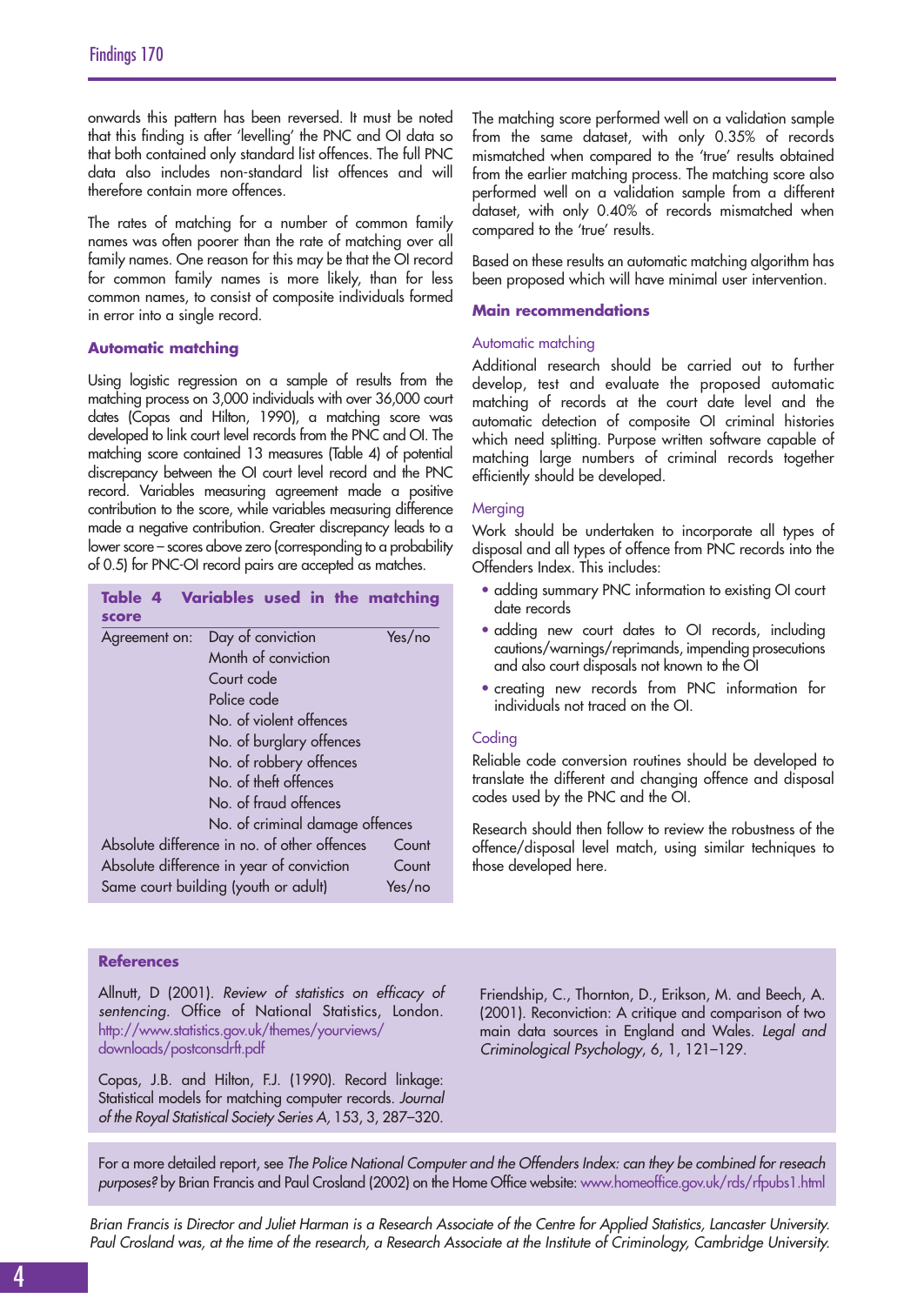onwards this pattern has been reversed. It must be noted that this finding is after 'levelling' the PNC and OI data so that both contained only standard list offences. The full PNC data also includes non-standard list offences and will therefore contain more offences.

The rates of matching for a number of common family names was often poorer than the rate of matching over all family names. One reason for this may be that the OI record for common family names is more likely, than for less common names, to consist of composite individuals formed in error into a single record.

### Automatic matching

Using logistic regression on a sample of results from the matching process on 3,000 individuals with over 36,000 court dates (Copas and Hilton, 1990), a matching score was developed to link court level records from the PNC and OI. The matching score contained 13 measures (Table 4) of potential discrepancy between the OI court level record and the PNC record. Variables measuring agreement made a positive contribution to the score, while variables measuring difference made a negative contribution. Greater discrepancy leads to a lower score – scores above zero (corresponding to a probability of 0.5) for PNC-OI record pairs are accepted as matches.

**Table 4 Variables used in the matching score**

| | | |
|---|---|---|
| Agreement on: | Day of conviction | Yes/no |
| | Month of conviction | |
| | Court code | |
| | Police code | |
| | No. of violent offences | |
| | No. of burglary offences | |
| | No. of robbery offences | |
| | No. of theft offences | |
| | No. of fraud offences | |
| | No. of criminal damage offences | |
| Absolute difference in no. of other offences | | Count |
| Absolute difference in year of conviction | | Count |
| Same court building (youth or adult) | | Yes/no |

The matching score performed well on a validation sample from the same dataset, with only 0.35% of records mismatched when compared to the 'true' results obtained from the earlier matching process. The matching score also performed well on a validation sample from a different dataset, with only 0.40% of records mismatched when compared to the 'true' results.

Based on these results an automatic matching algorithm has been proposed which will have minimal user intervention.

### Main recommendations

#### Automatic matching

Additional research should be carried out to further develop, test and evaluate the proposed automatic matching of records at the court date level and the automatic detection of composite OI criminal histories which need splitting. Purpose written software capable of matching large numbers of criminal records together efficiently should be developed.

#### Merging

Work should be undertaken to incorporate all types of disposal and all types of offence from PNC records into the Offenders Index. This includes:

- adding summary PNC information to existing OI court date records
- adding new court dates to OI records, including cautions/warnings/reprimands, impending prosecutions and also court disposals not known to the OI
- creating new records from PNC information for individuals not traced on the OI.

#### Coding

Reliable code conversion routines should be developed to translate the different and changing offence and disposal codes used by the PNC and the OI.

Research should then follow to review the robustness of the offence/disposal level match, using similar techniques to those developed here.

### References

Allnutt, D (2001). *Review of statistics on efficacy of sentencing*. Office of National Statistics, London. http://www.statistics.gov.uk/themes/yourviews/downloads/postconsdrft.pdf

Copas, J.B. and Hilton, F.J. (1990). Record linkage: Statistical models for matching computer records. *Journal of the Royal Statistical Society Series A*, 153, 3, 287–320.

Friendship, C., Thornton, D., Erikson, M. and Beech, A. (2001). Reconviction: A critique and comparison of two main data sources in England and Wales. *Legal and Criminological Psychology*, 6, 1, 121–129.

For a more detailed report, see *The Police National Computer and the Offenders Index: can they be combined for reseach purposes?* by Brian Francis and Paul Crosland (2002) on the Home Office website: www.homeoffice.gov.uk/rds/rfpubs1.html

*Brian Francis is Director and Juliet Harman is a Research Associate of the Centre for Applied Statistics, Lancaster University. Paul Crosland was, at the time of the research, a Research Associate at the Institute of Criminology, Cambridge University.*